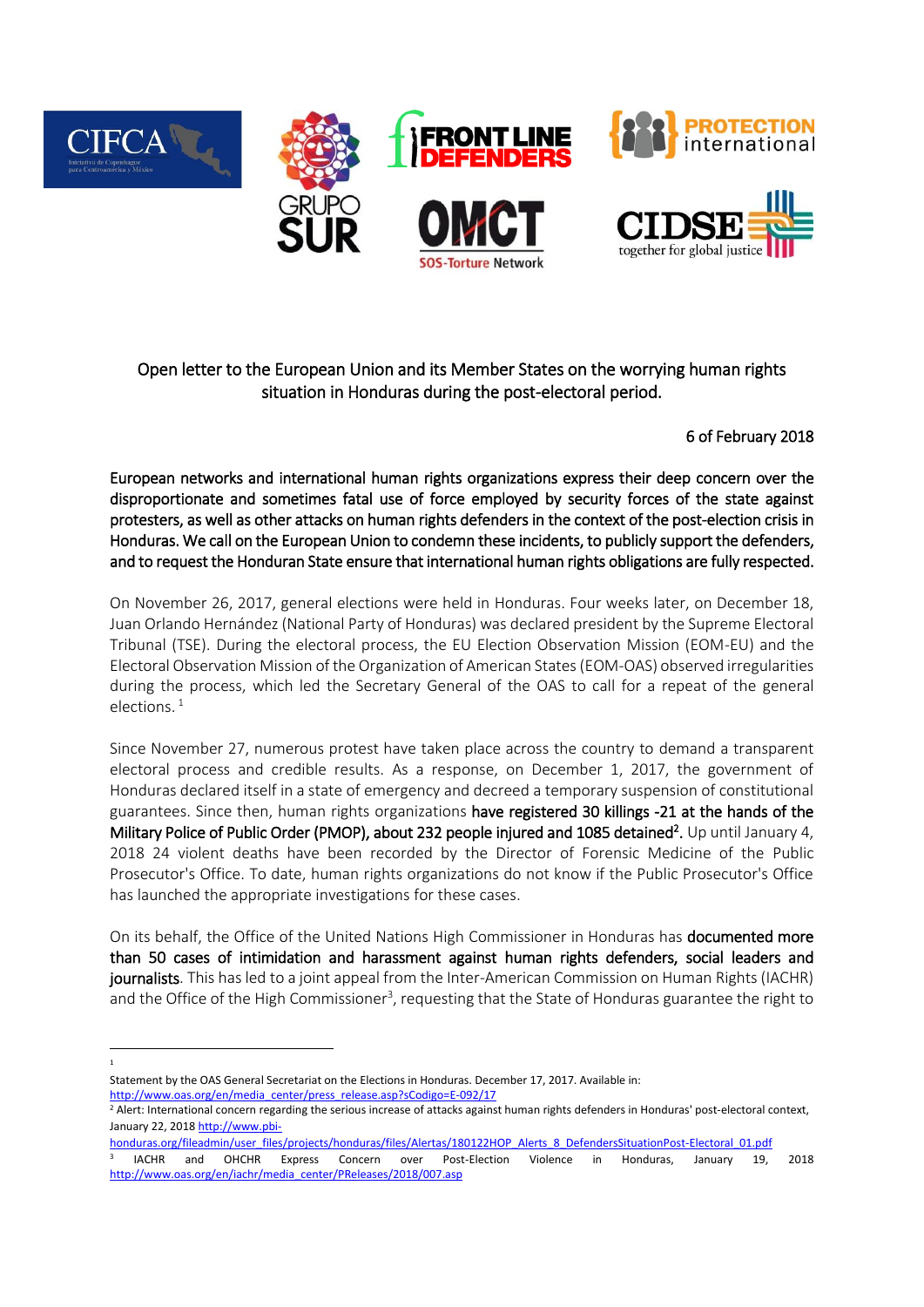CIFCA — Iniciativa de Copenhague para Centroamérica y México | GRUPO SUR | FRONT LINE DEFENDERS | OMCT SOS-Torture Network | PROTECTION international | CIDSE together for global justice

Open letter to the European Union and its Member States on the worrying human rights situation in Honduras during the post-electoral period.

6 of February 2018

**European networks and international human rights organizations express their deep concern over the disproportionate and sometimes fatal use of force employed by security forces of the state against protesters, as well as other attacks on human rights defenders in the context of the post-election crisis in Honduras. We call on the European Union to condemn these incidents, to publicly support the defenders, and to request the Honduran State ensure that international human rights obligations are fully respected.**

On November 26, 2017, general elections were held in Honduras. Four weeks later, on December 18, Juan Orlando Hernández (National Party of Honduras) was declared president by the Supreme Electoral Tribunal (TSE). During the electoral process, the EU Election Observation Mission (EOM-EU) and the Electoral Observation Mission of the Organization of American States (EOM-OAS) observed irregularities during the process, which led the Secretary General of the OAS to call for a repeat of the general elections. [1]

Since November 27, numerous protest have taken place across the country to demand a transparent electoral process and credible results. As a response, on December 1, 2017, the government of Honduras declared itself in a state of emergency and decreed a temporary suspension of constitutional guarantees. Since then, human rights organizations **have registered 30 killings -21 at the hands of the Military Police of Public Order (PMOP), about 232 people injured and 1085 detained[2].** Up until January 4, 2018 24 violent deaths have been recorded by the Director of Forensic Medicine of the Public Prosecutor's Office. To date, human rights organizations do not know if the Public Prosecutor's Office has launched the appropriate investigations for these cases.

On its behalf, the Office of the United Nations High Commissioner in Honduras has **documented more than 50 cases of intimidation and harassment against human rights defenders, social leaders and journalists**. This has led to a joint appeal from the Inter-American Commission on Human Rights (IACHR) and the Office of the High Commissioner[3], requesting that the State of Honduras guarantee the right to

---

[1] Statement by the OAS General Secretariat on the Elections in Honduras. December 17, 2017. Available in: http://www.oas.org/en/media_center/press_release.asp?sCodigo=E-092/17

[2] Alert: International concern regarding the serious increase of attacks against human rights defenders in Honduras' post-electoral context, January 22, 2018 http://www.pbi-honduras.org/fileadmin/user_files/projects/honduras/files/Alertas/180122HOP_Alerts_8_DefendersSituationPost-Electoral_01.pdf

[3] IACHR and OHCHR Express Concern over Post-Election Violence in Honduras, January 19, 2018 http://www.oas.org/en/iachr/media_center/PReleases/2018/007.asp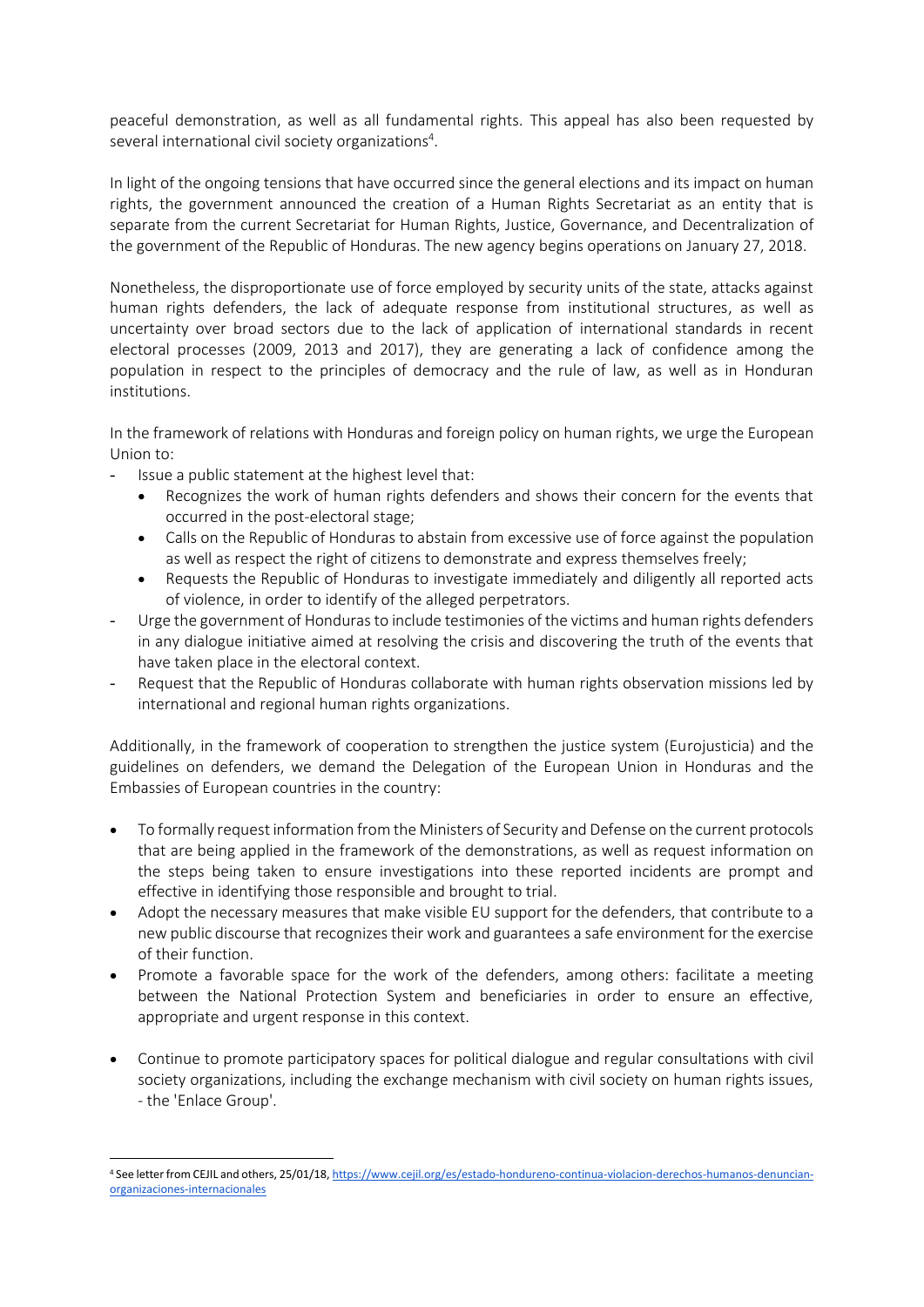peaceful demonstration, as well as all fundamental rights. This appeal has also been requested by several international civil society organizations[4].

In light of the ongoing tensions that have occurred since the general elections and its impact on human rights, the government announced the creation of a Human Rights Secretariat as an entity that is separate from the current Secretariat for Human Rights, Justice, Governance, and Decentralization of the government of the Republic of Honduras. The new agency begins operations on January 27, 2018.

Nonetheless, the disproportionate use of force employed by security units of the state, attacks against human rights defenders, the lack of adequate response from institutional structures, as well as uncertainty over broad sectors due to the lack of application of international standards in recent electoral processes (2009, 2013 and 2017), they are generating a lack of confidence among the population in respect to the principles of democracy and the rule of law, as well as in Honduran institutions.

In the framework of relations with Honduras and foreign policy on human rights, we urge the European Union to:

- Issue a public statement at the highest level that:
  - Recognizes the work of human rights defenders and shows their concern for the events that occurred in the post-electoral stage;
  - Calls on the Republic of Honduras to abstain from excessive use of force against the population as well as respect the right of citizens to demonstrate and express themselves freely;
  - Requests the Republic of Honduras to investigate immediately and diligently all reported acts of violence, in order to identify of the alleged perpetrators.
- Urge the government of Honduras to include testimonies of the victims and human rights defenders in any dialogue initiative aimed at resolving the crisis and discovering the truth of the events that have taken place in the electoral context.
- Request that the Republic of Honduras collaborate with human rights observation missions led by international and regional human rights organizations.

Additionally, in the framework of cooperation to strengthen the justice system (Eurojusticia) and the guidelines on defenders, we demand the Delegation of the European Union in Honduras and the Embassies of European countries in the country:

- To formally request information from the Ministers of Security and Defense on the current protocols that are being applied in the framework of the demonstrations, as well as request information on the steps being taken to ensure investigations into these reported incidents are prompt and effective in identifying those responsible and brought to trial.
- Adopt the necessary measures that make visible EU support for the defenders, that contribute to a new public discourse that recognizes their work and guarantees a safe environment for the exercise of their function.
- Promote a favorable space for the work of the defenders, among others: facilitate a meeting between the National Protection System and beneficiaries in order to ensure an effective, appropriate and urgent response in this context.
- Continue to promote participatory spaces for political dialogue and regular consultations with civil society organizations, including the exchange mechanism with civil society on human rights issues, - the 'Enlace Group'.

[4] See letter from CEJIL and others, 25/01/18, https://www.cejil.org/es/estado-hondureno-continua-violacion-derechos-humanos-denuncian-organizaciones-internacionales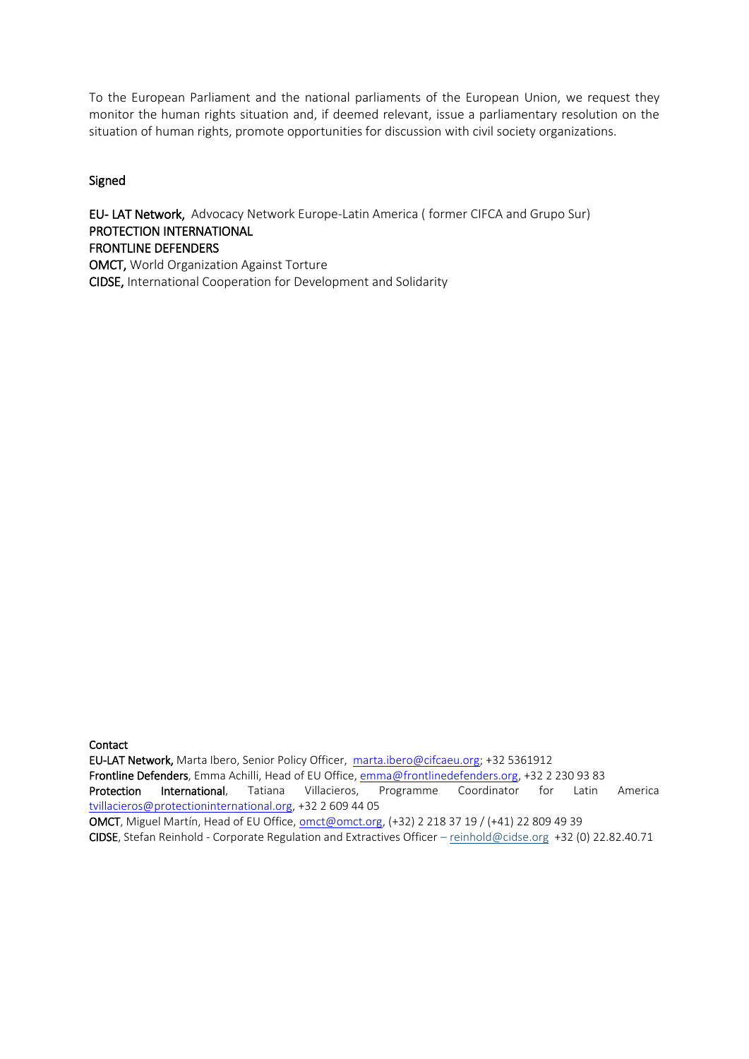To the European Parliament and the national parliaments of the European Union, we request they monitor the human rights situation and, if deemed relevant, issue a parliamentary resolution on the situation of human rights, promote opportunities for discussion with civil society organizations.

Signed

**EU- LAT Network,** Advocacy Network Europe-Latin America ( former CIFCA and Grupo Sur)
**PROTECTION INTERNATIONAL**
**FRONTLINE DEFENDERS**
**OMCT,** World Organization Against Torture
**CIDSE,** International Cooperation for Development and Solidarity

**Contact**
**EU-LAT Network,** Marta Ibero, Senior Policy Officer, marta.ibero@cifcaeu.org; +32 5361912
**Frontline Defenders**, Emma Achilli, Head of EU Office, emma@frontlinedefenders.org, +32 2 230 93 83
**Protection International**, Tatiana Villacieros, Programme Coordinator for Latin America tvillacieros@protectioninternational.org, +32 2 609 44 05
**OMCT**, Miguel Martín, Head of EU Office, omct@omct.org, (+32) 2 218 37 19 / (+41) 22 809 49 39
**CIDSE**, Stefan Reinhold - Corporate Regulation and Extractives Officer – reinhold@cidse.org +32 (0) 22.82.40.71